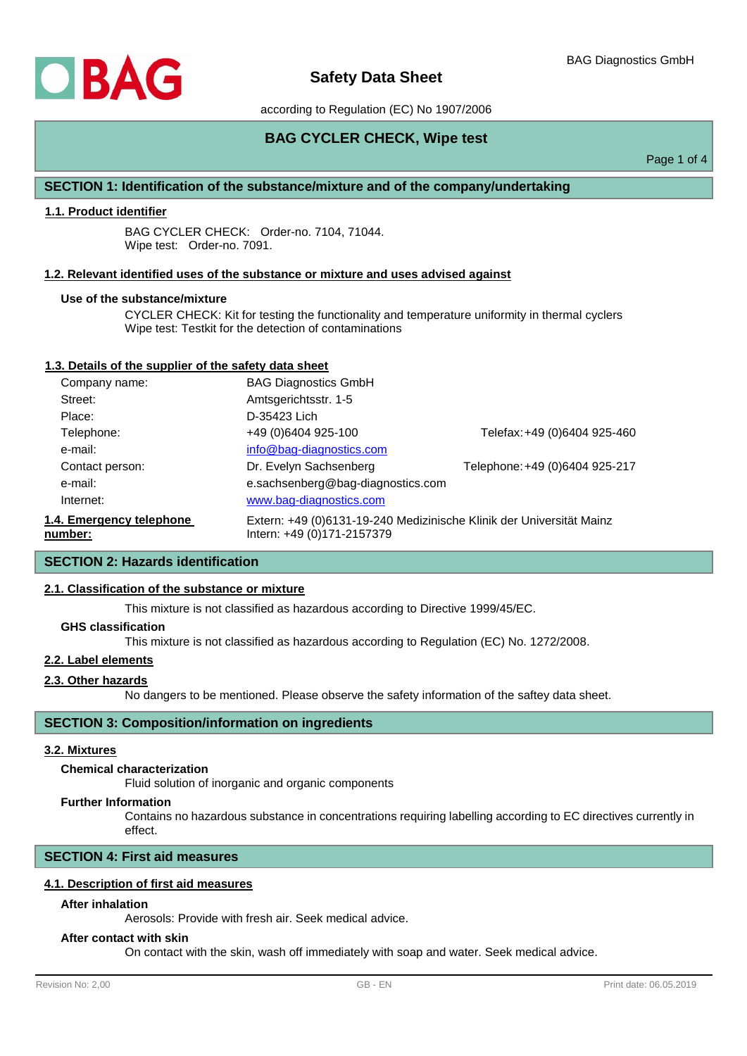# Safety Data Sheet

according to Regulation (EC) No 1907/2006

## BAG CYCLER CHECK, Wipe test

## SECTION 1: Identification of the substance/mixture and of the company/undertaking

### 1.1. Product identifier

BAG CYCLER CHECK: Order-no. 7104, 71044.
Wipe test: Order-no. 7091.

### 1.2. Relevant identified uses of the substance or mixture and uses advised against

**Use of the substance/mixture**

CYCLER CHECK: Kit for testing the functionality and temperature uniformity in thermal cyclers
Wipe test: Testkit for the detection of contaminations

### 1.3. Details of the supplier of the safety data sheet

| | | |
|---|---|---|
| Company name: | BAG Diagnostics GmbH | |
| Street: | Amtsgerichtsstr. 1-5 | |
| Place: | D-35423 Lich | |
| Telephone: | +49 (0)6404 925-100 | Telefax: +49 (0)6404 925-460 |
| e-mail: | info@bag-diagnostics.com | |
| Contact person: | Dr. Evelyn Sachsenberg | Telephone: +49 (0)6404 925-217 |
| e-mail: | e.sachsenberg@bag-diagnostics.com | |
| Internet: | www.bag-diagnostics.com | |

### 1.4. Emergency telephone number:

Extern: +49 (0)6131-19-240 Medizinische Klinik der Universität Mainz
Intern: +49 (0)171-2157379

## SECTION 2: Hazards identification

### 2.1. Classification of the substance or mixture

This mixture is not classified as hazardous according to Directive 1999/45/EC.

**GHS classification**

This mixture is not classified as hazardous according to Regulation (EC) No. 1272/2008.

### 2.2. Label elements

### 2.3. Other hazards

No dangers to be mentioned. Please observe the safety information of the saftey data sheet.

## SECTION 3: Composition/information on ingredients

### 3.2. Mixtures

**Chemical characterization**

Fluid solution of inorganic and organic components

**Further Information**

Contains no hazardous substance in concentrations requiring labelling according to EC directives currently in effect.

## SECTION 4: First aid measures

### 4.1. Description of first aid measures

**After inhalation**

Aerosols: Provide with fresh air. Seek medical advice.

**After contact with skin**

On contact with the skin, wash off immediately with soap and water. Seek medical advice.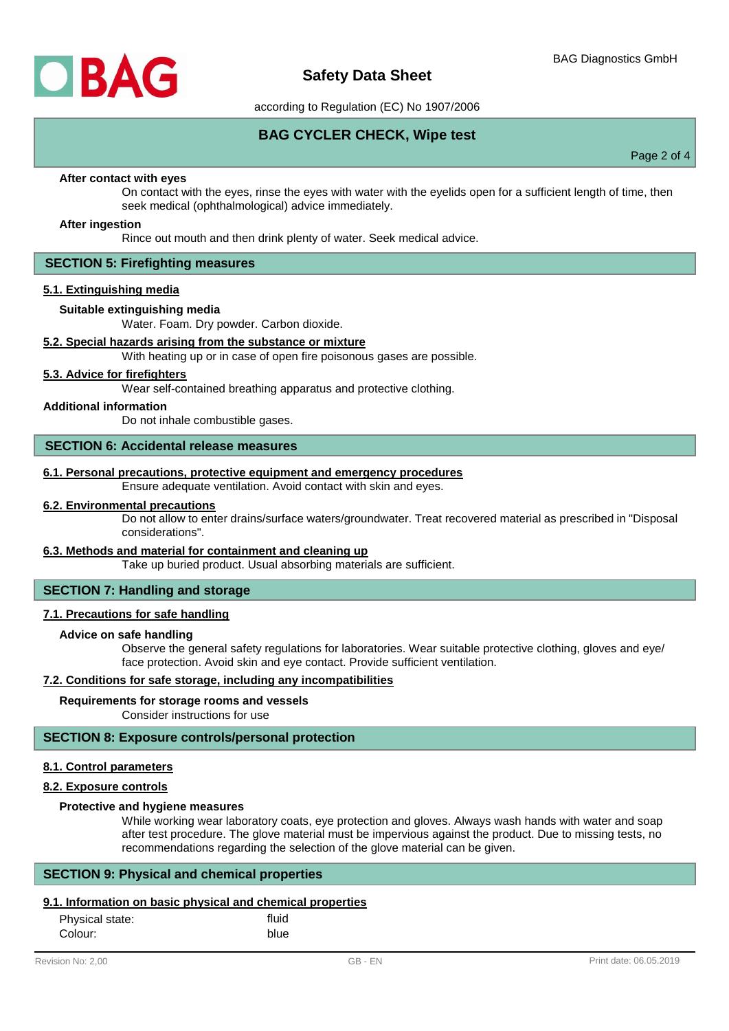**After contact with eyes**

On contact with the eyes, rinse the eyes with water with the eyelids open for a sufficient length of time, then seek medical (ophthalmological) advice immediately.

**After ingestion**

Rince out mouth and then drink plenty of water. Seek medical advice.

## SECTION 5: Firefighting measures

### 5.1. Extinguishing media

**Suitable extinguishing media**

Water. Foam. Dry powder. Carbon dioxide.

### 5.2. Special hazards arising from the substance or mixture

With heating up or in case of open fire poisonous gases are possible.

### 5.3. Advice for firefighters

Wear self-contained breathing apparatus and protective clothing.

**Additional information**

Do not inhale combustible gases.

## SECTION 6: Accidental release measures

### 6.1. Personal precautions, protective equipment and emergency procedures

Ensure adequate ventilation. Avoid contact with skin and eyes.

### 6.2. Environmental precautions

Do not allow to enter drains/surface waters/groundwater. Treat recovered material as prescribed in "Disposal considerations".

### 6.3. Methods and material for containment and cleaning up

Take up buried product. Usual absorbing materials are sufficient.

## SECTION 7: Handling and storage

### 7.1. Precautions for safe handling

**Advice on safe handling**

Observe the general safety regulations for laboratories. Wear suitable protective clothing, gloves and eye/face protection. Avoid skin and eye contact. Provide sufficient ventilation.

### 7.2. Conditions for safe storage, including any incompatibilities

**Requirements for storage rooms and vessels**

Consider instructions for use

## SECTION 8: Exposure controls/personal protection

### 8.1. Control parameters

### 8.2. Exposure controls

**Protective and hygiene measures**

While working wear laboratory coats, eye protection and gloves. Always wash hands with water and soap after test procedure. The glove material must be impervious against the product. Due to missing tests, no recommendations regarding the selection of the glove material can be given.

## SECTION 9: Physical and chemical properties

### 9.1. Information on basic physical and chemical properties

| | |
|---|---|
| Physical state: | fluid |
| Colour: | blue |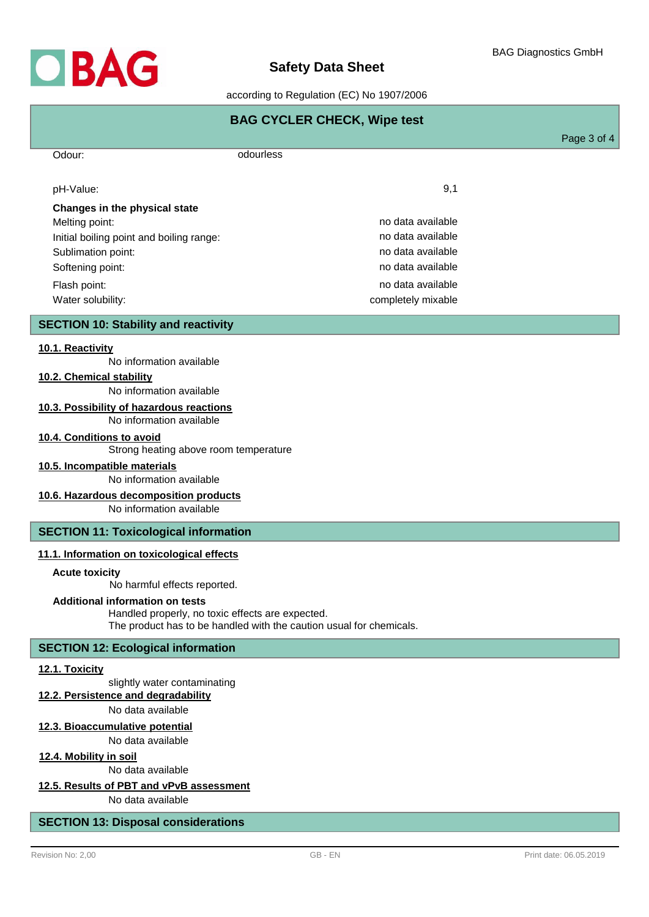| | |
|---|---|
| Odour: | odourless |
| pH-Value: | 9,1 |
| **Changes in the physical state** | |
| Melting point: | no data available |
| Initial boiling point and boiling range: | no data available |
| Sublimation point: | no data available |
| Softening point: | no data available |
| Flash point: | no data available |
| Water solubility: | completely mixable |

## SECTION 10: Stability and reactivity

### 10.1. Reactivity

No information available

### 10.2. Chemical stability

No information available

### 10.3. Possibility of hazardous reactions

No information available

### 10.4. Conditions to avoid

Strong heating above room temperature

### 10.5. Incompatible materials

No information available

### 10.6. Hazardous decomposition products

No information available

## SECTION 11: Toxicological information

### 11.1. Information on toxicological effects

**Acute toxicity**

No harmful effects reported.

**Additional information on tests**

Handled properly, no toxic effects are expected.
The product has to be handled with the caution usual for chemicals.

## SECTION 12: Ecological information

### 12.1. Toxicity

slightly water contaminating

### 12.2. Persistence and degradability

No data available

### 12.3. Bioaccumulative potential

No data available

### 12.4. Mobility in soil

No data available

### 12.5. Results of PBT and vPvB assessment

No data available

## SECTION 13: Disposal considerations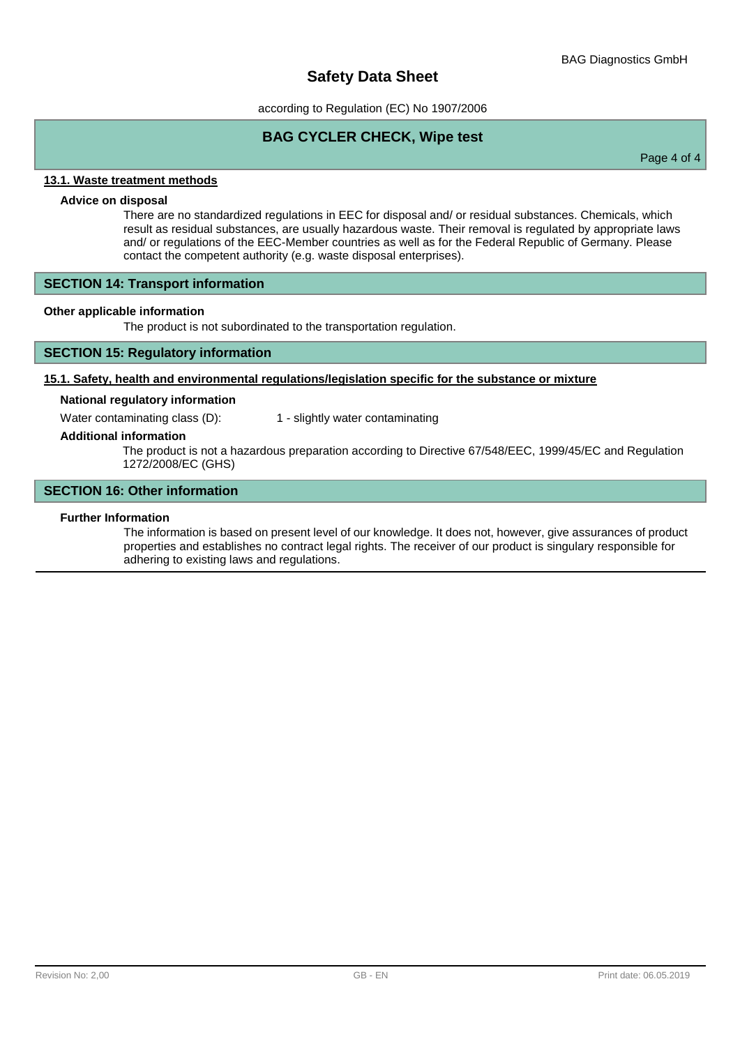### 13.1. Waste treatment methods

**Advice on disposal**

There are no standardized regulations in EEC for disposal and/ or residual substances. Chemicals, which result as residual substances, are usually hazardous waste. Their removal is regulated by appropriate laws and/ or regulations of the EEC-Member countries as well as for the Federal Republic of Germany. Please contact the competent authority (e.g. waste disposal enterprises).

## SECTION 14: Transport information

**Other applicable information**

The product is not subordinated to the transportation regulation.

## SECTION 15: Regulatory information

### 15.1. Safety, health and environmental regulations/legislation specific for the substance or mixture

**National regulatory information**

Water contaminating class (D): 1 - slightly water contaminating

**Additional information**

The product is not a hazardous preparation according to Directive 67/548/EEC, 1999/45/EC and Regulation 1272/2008/EC (GHS)

## SECTION 16: Other information

**Further Information**

The information is based on present level of our knowledge. It does not, however, give assurances of product properties and establishes no contract legal rights. The receiver of our product is singulary responsible for adhering to existing laws and regulations.